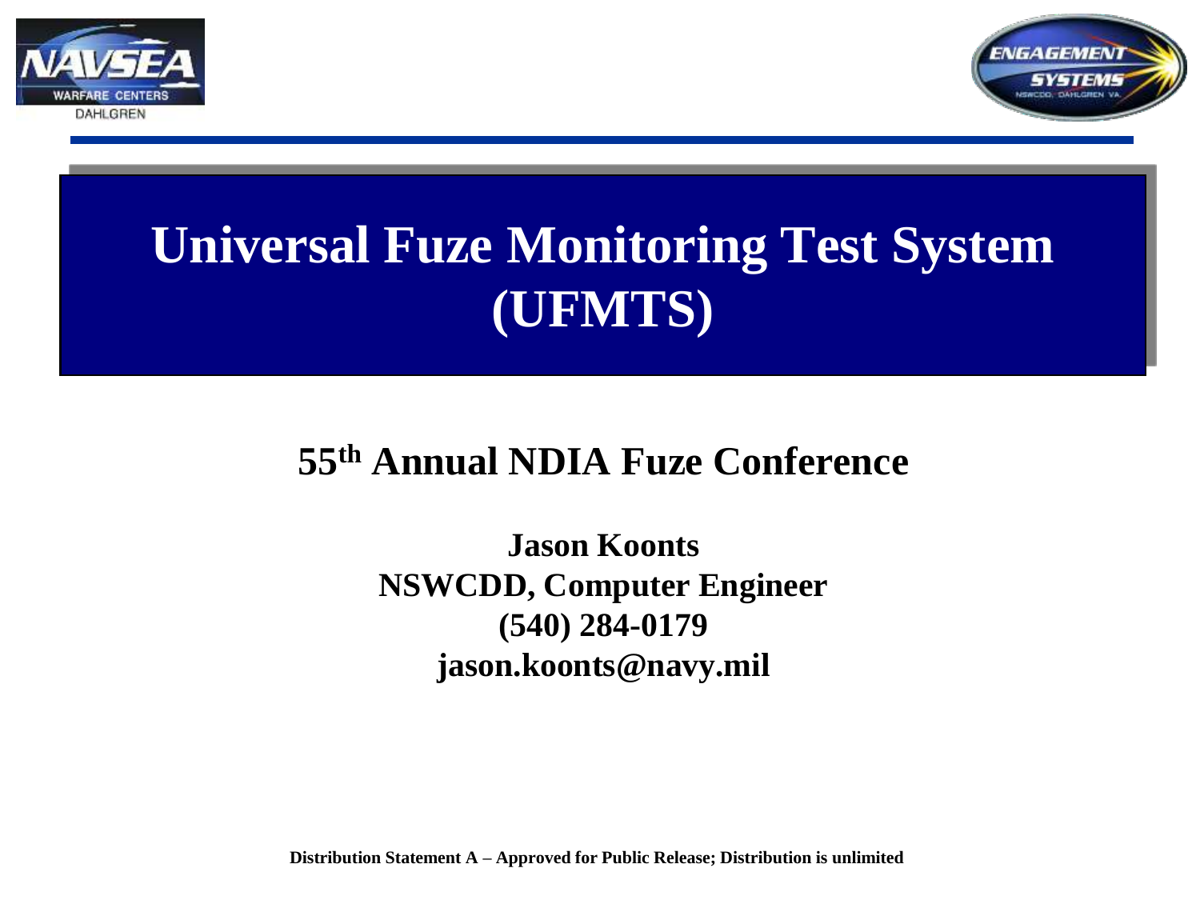# Universal Fuze Monitoring Test System (UFMTS)

## 55th Annual NDIA Fuze Conference

**Jason Koonts**
**NSWCDD, Computer Engineer**
**(540) 284-0179**
**jason.koonts@navy.mil**

**Distribution Statement A – Approved for Public Release; Distribution is unlimited**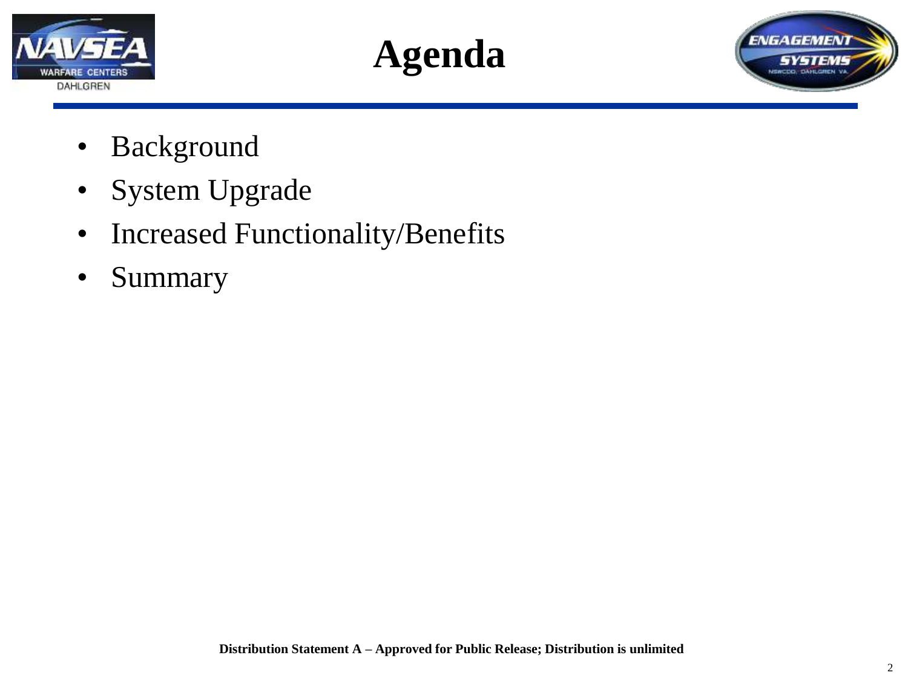# Agenda

- Background
- System Upgrade
- Increased Functionality/Benefits
- Summary

**Distribution Statement A – Approved for Public Release; Distribution is unlimited**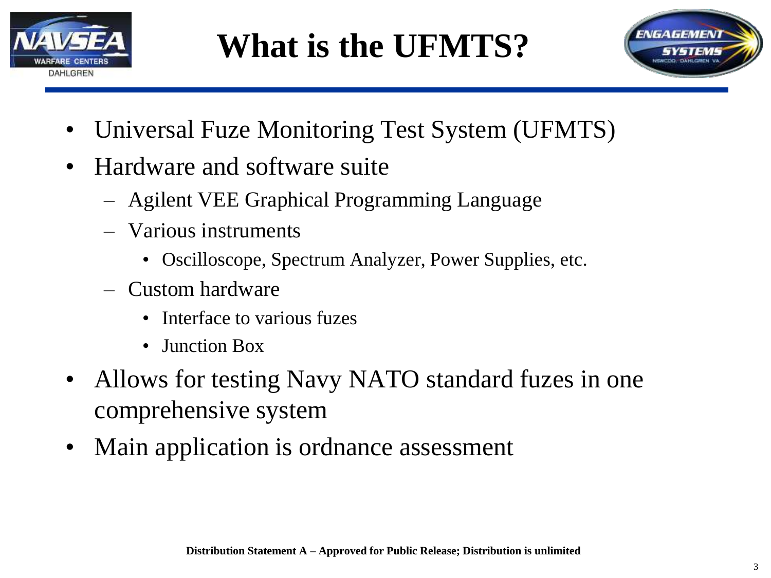# What is the UFMTS?

- Universal Fuze Monitoring Test System (UFMTS)
- Hardware and software suite
  - Agilent VEE Graphical Programming Language
  - Various instruments
    - Oscilloscope, Spectrum Analyzer, Power Supplies, etc.
  - Custom hardware
    - Interface to various fuzes
    - Junction Box
- Allows for testing Navy NATO standard fuzes in one comprehensive system
- Main application is ordnance assessment

**Distribution Statement A – Approved for Public Release; Distribution is unlimited**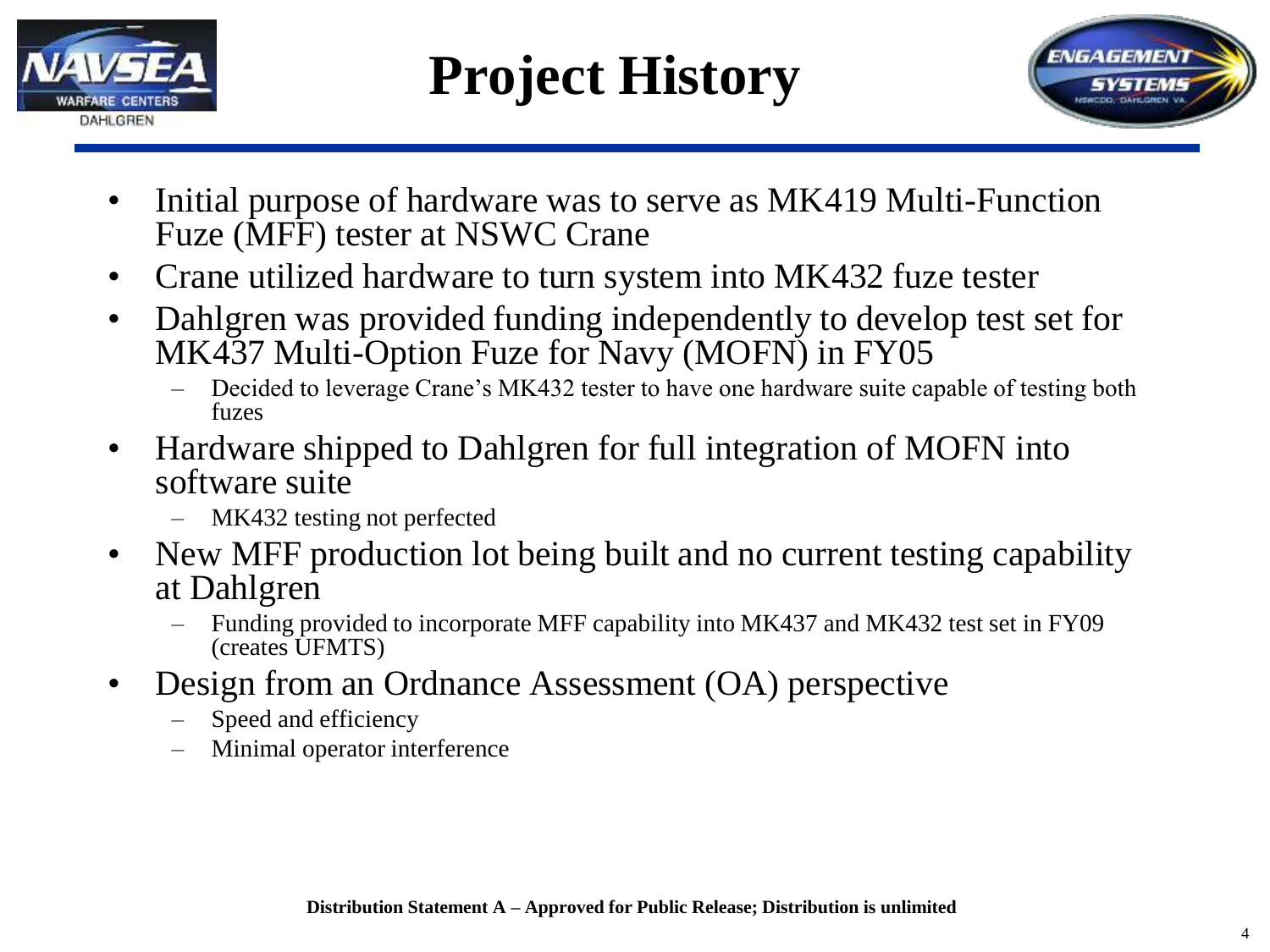# Project History

- Initial purpose of hardware was to serve as MK419 Multi-Function Fuze (MFF) tester at NSWC Crane
- Crane utilized hardware to turn system into MK432 fuze tester
- Dahlgren was provided funding independently to develop test set for MK437 Multi-Option Fuze for Navy (MOFN) in FY05
  - Decided to leverage Crane's MK432 tester to have one hardware suite capable of testing both fuzes
- Hardware shipped to Dahlgren for full integration of MOFN into software suite
  - MK432 testing not perfected
- New MFF production lot being built and no current testing capability at Dahlgren
  - Funding provided to incorporate MFF capability into MK437 and MK432 test set in FY09 (creates UFMTS)
- Design from an Ordnance Assessment (OA) perspective
  - Speed and efficiency
  - Minimal operator interference

**Distribution Statement A – Approved for Public Release; Distribution is unlimited**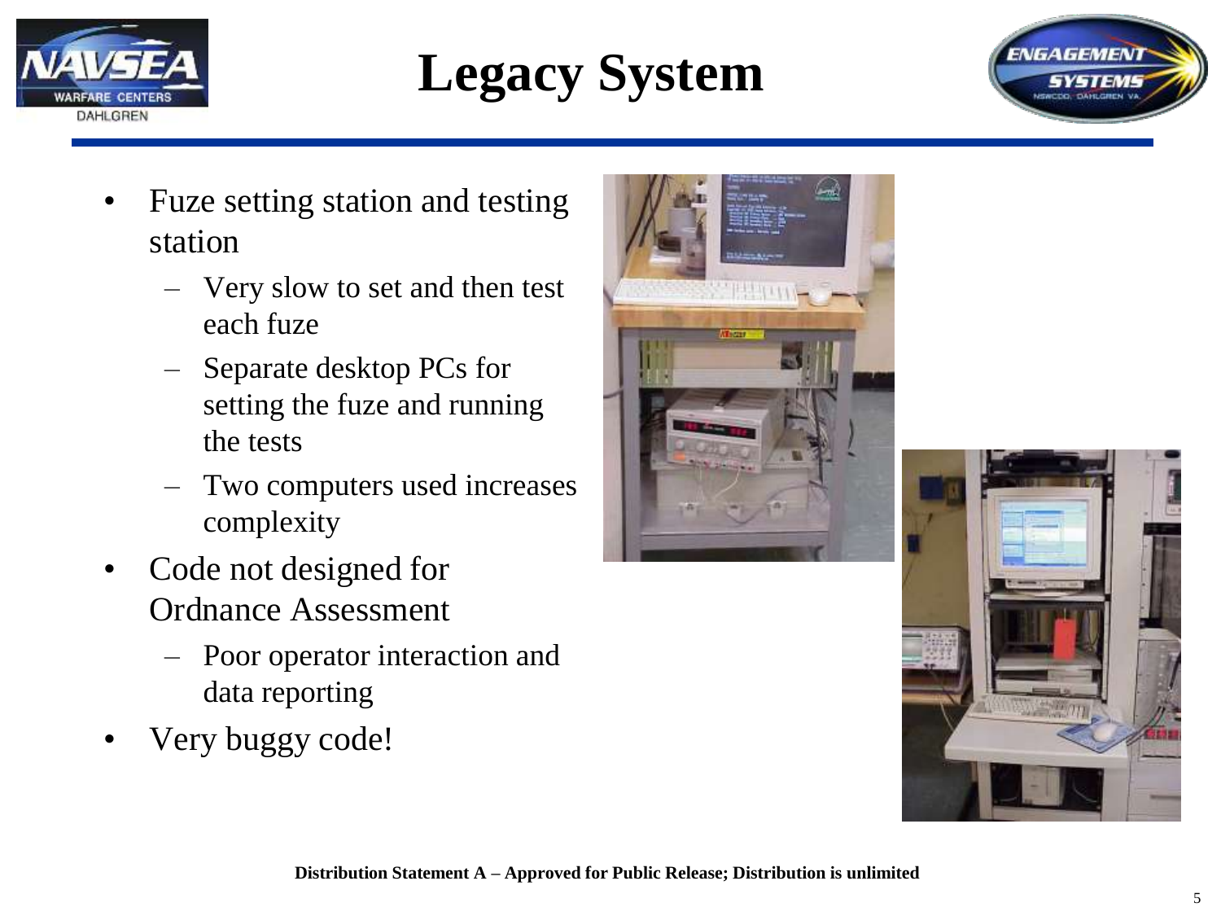# Legacy System

- Fuze setting station and testing station
  - Very slow to set and then test each fuze
  - Separate desktop PCs for setting the fuze and running the tests
  - Two computers used increases complexity
- Code not designed for Ordnance Assessment
  - Poor operator interaction and data reporting
- Very buggy code!

**Distribution Statement A – Approved for Public Release; Distribution is unlimited**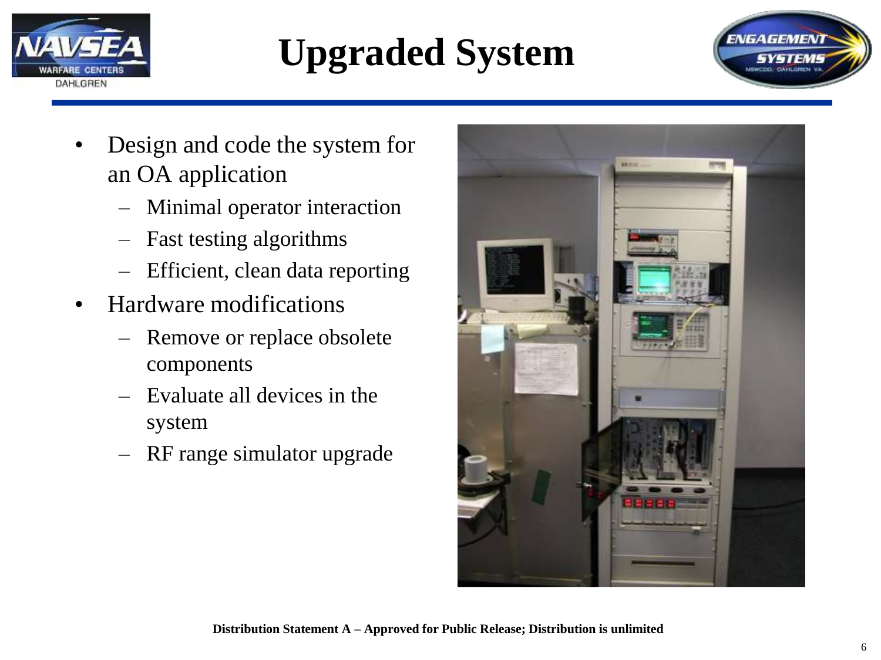# Upgraded System

- Design and code the system for an OA application
  - Minimal operator interaction
  - Fast testing algorithms
  - Efficient, clean data reporting
- Hardware modifications
  - Remove or replace obsolete components
  - Evaluate all devices in the system
  - RF range simulator upgrade

**Distribution Statement A – Approved for Public Release; Distribution is unlimited**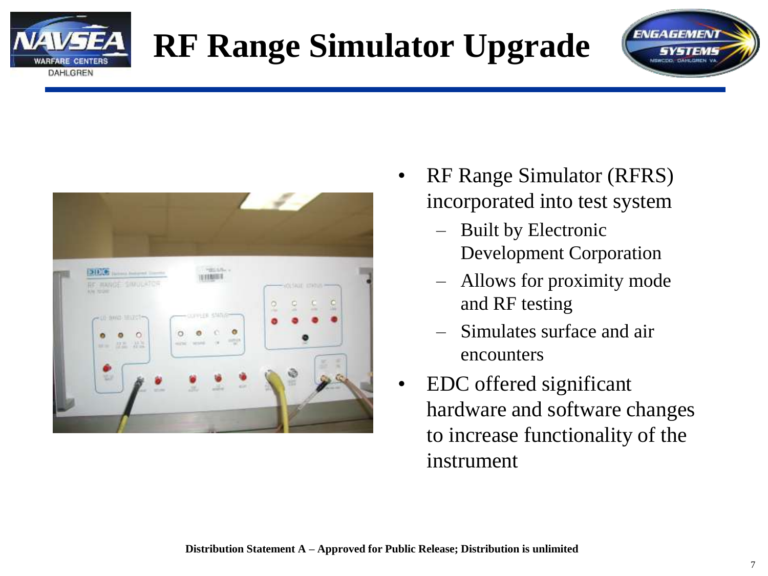# RF Range Simulator Upgrade

- RF Range Simulator (RFRS) incorporated into test system
  - Built by Electronic Development Corporation
  - Allows for proximity mode and RF testing
  - Simulates surface and air encounters
- EDC offered significant hardware and software changes to increase functionality of the instrument

**Distribution Statement A – Approved for Public Release; Distribution is unlimited**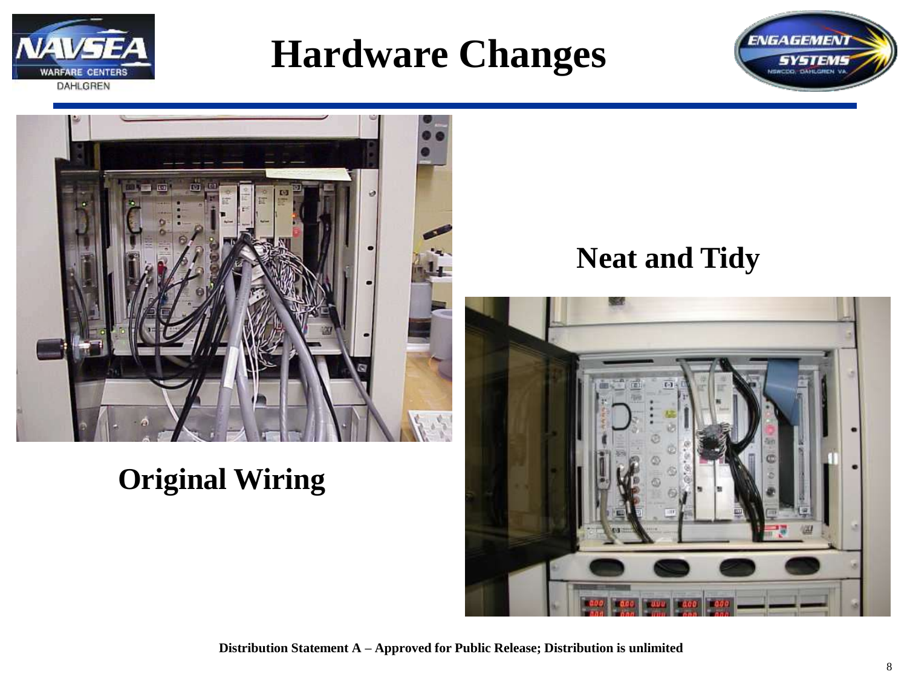# Hardware Changes

**Original Wiring**

**Neat and Tidy**

**Distribution Statement A – Approved for Public Release; Distribution is unlimited**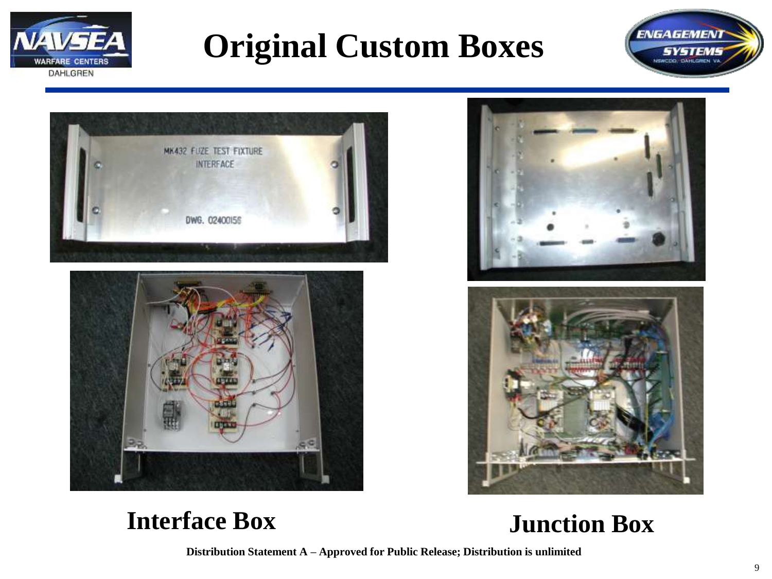# Original Custom Boxes

**Interface Box**

**Junction Box**

**Distribution Statement A – Approved for Public Release; Distribution is unlimited**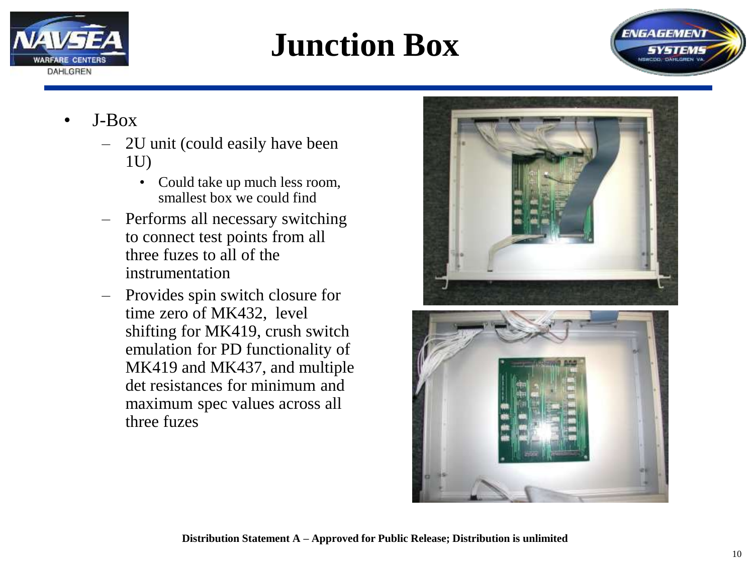# Junction Box

- J-Box
  - 2U unit (could easily have been 1U)
    - Could take up much less room, smallest box we could find
  - Performs all necessary switching to connect test points from all three fuzes to all of the instrumentation
  - Provides spin switch closure for time zero of MK432, level shifting for MK419, crush switch emulation for PD functionality of MK419 and MK437, and multiple det resistances for minimum and maximum spec values across all three fuzes

**Distribution Statement A – Approved for Public Release; Distribution is unlimited**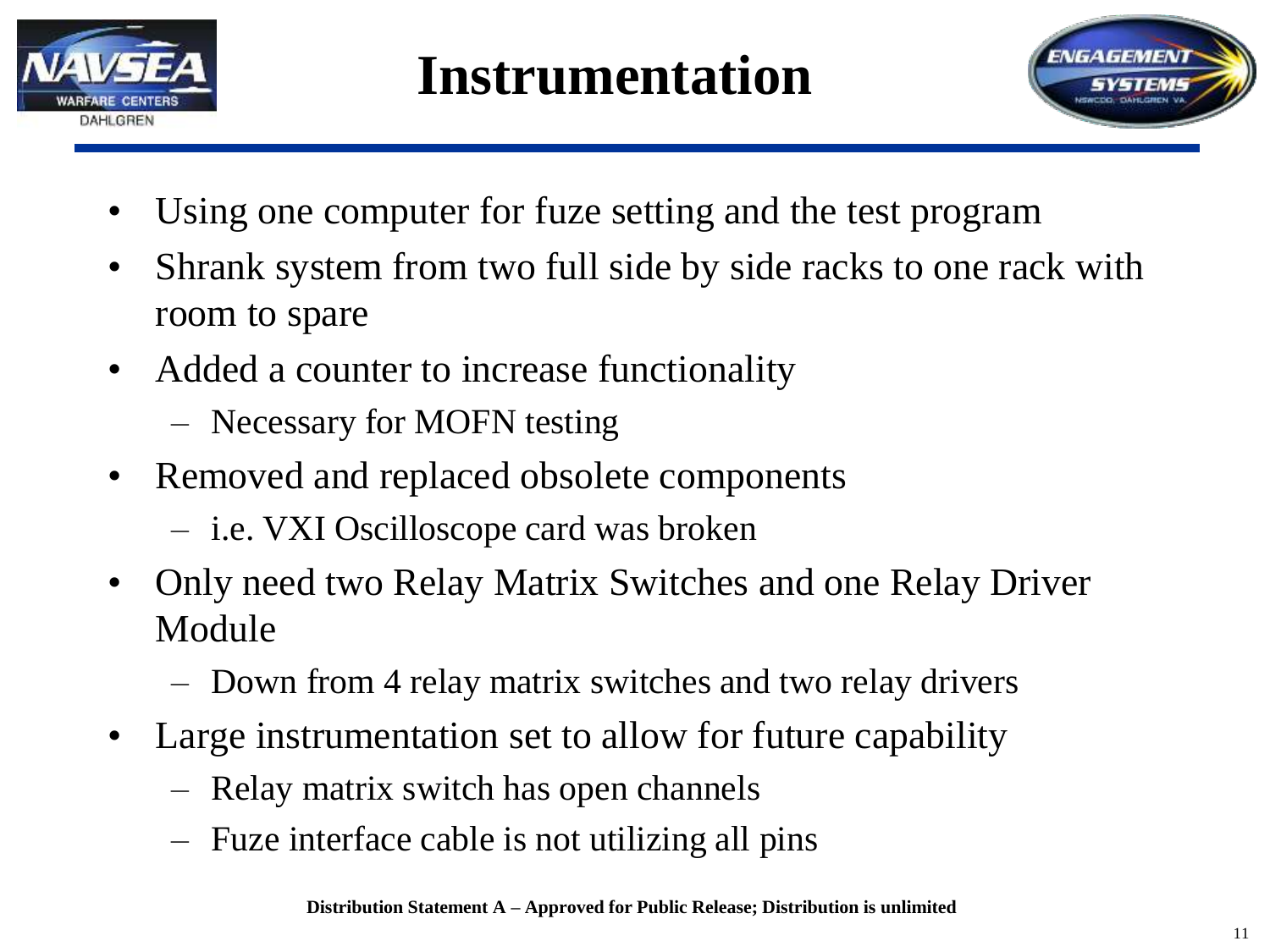# Instrumentation

- Using one computer for fuze setting and the test program
- Shrank system from two full side by side racks to one rack with room to spare
- Added a counter to increase functionality
  - Necessary for MOFN testing
- Removed and replaced obsolete components
  - i.e. VXI Oscilloscope card was broken
- Only need two Relay Matrix Switches and one Relay Driver Module
  - Down from 4 relay matrix switches and two relay drivers
- Large instrumentation set to allow for future capability
  - Relay matrix switch has open channels
  - Fuze interface cable is not utilizing all pins

**Distribution Statement A – Approved for Public Release; Distribution is unlimited**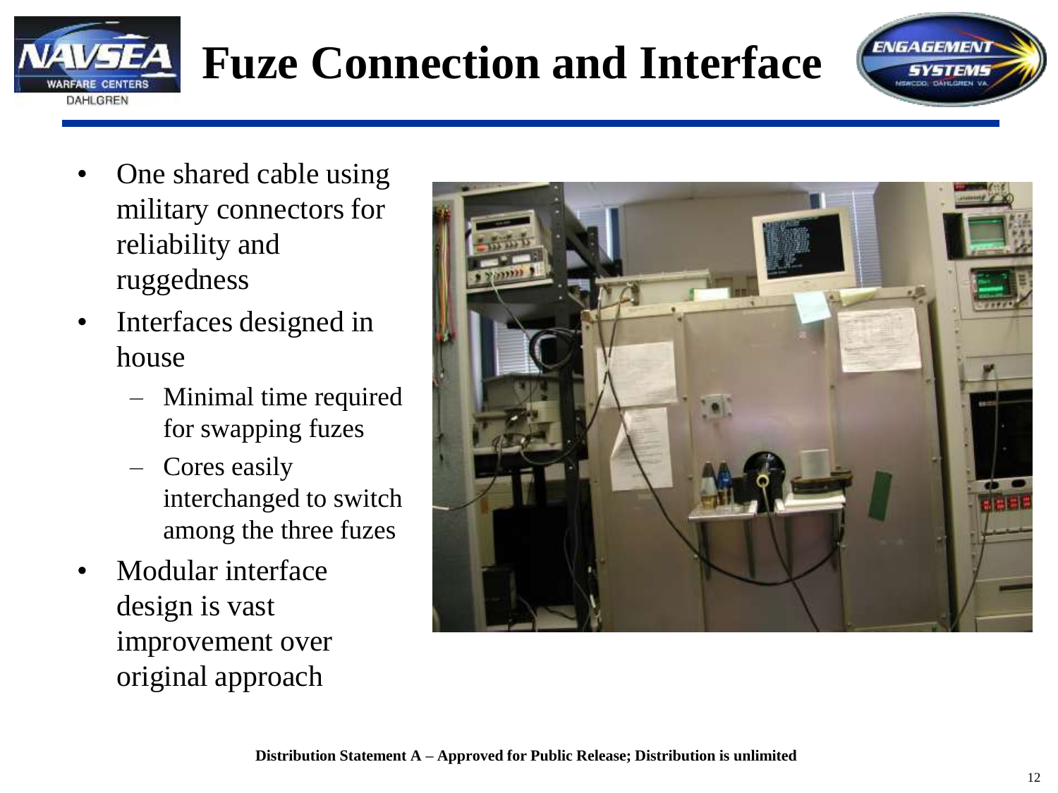# Fuze Connection and Interface

- One shared cable using military connectors for reliability and ruggedness
- Interfaces designed in house
  - Minimal time required for swapping fuzes
  - Cores easily interchanged to switch among the three fuzes
- Modular interface design is vast improvement over original approach

**Distribution Statement A – Approved for Public Release; Distribution is unlimited**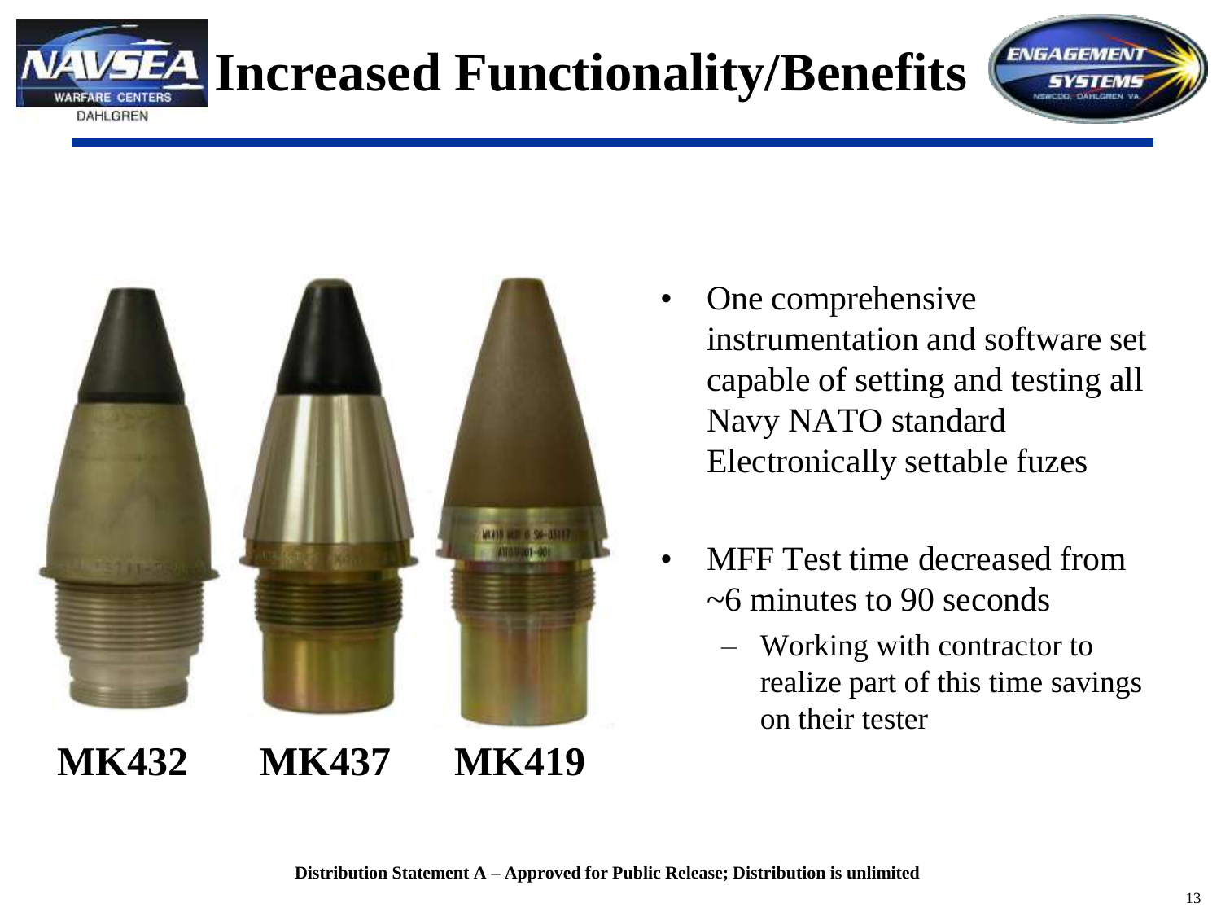# Increased Functionality/Benefits

**MK432** **MK437** **MK419**

- One comprehensive instrumentation and software set capable of setting and testing all Navy NATO standard Electronically settable fuzes
- MFF Test time decreased from ~6 minutes to 90 seconds
  - Working with contractor to realize part of this time savings on their tester

**Distribution Statement A – Approved for Public Release; Distribution is unlimited**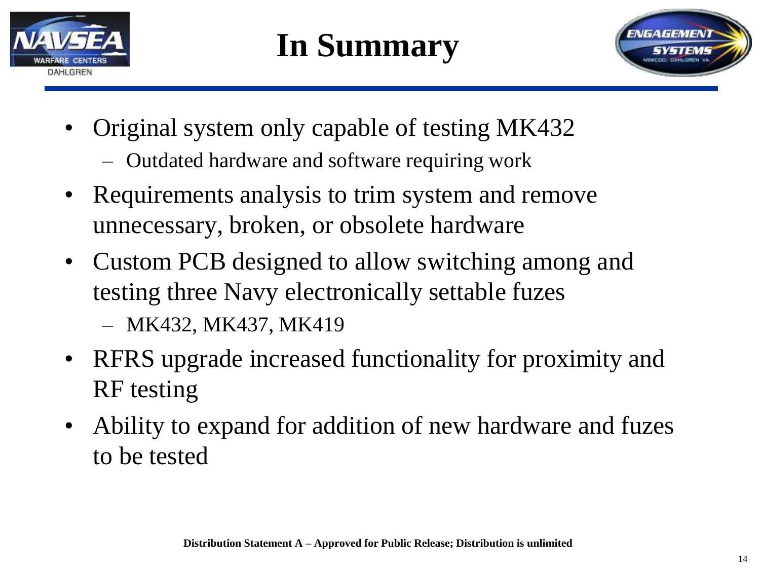# In Summary

- Original system only capable of testing MK432
  - Outdated hardware and software requiring work
- Requirements analysis to trim system and remove unnecessary, broken, or obsolete hardware
- Custom PCB designed to allow switching among and testing three Navy electronically settable fuzes
  - MK432, MK437, MK419
- RFRS upgrade increased functionality for proximity and RF testing
- Ability to expand for addition of new hardware and fuzes to be tested

**Distribution Statement A – Approved for Public Release; Distribution is unlimited**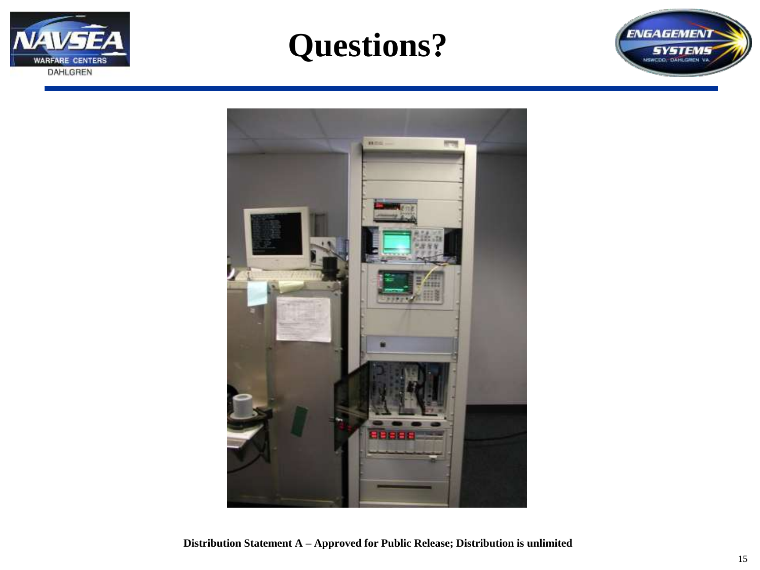# Questions?

**Distribution Statement A – Approved for Public Release; Distribution is unlimited**